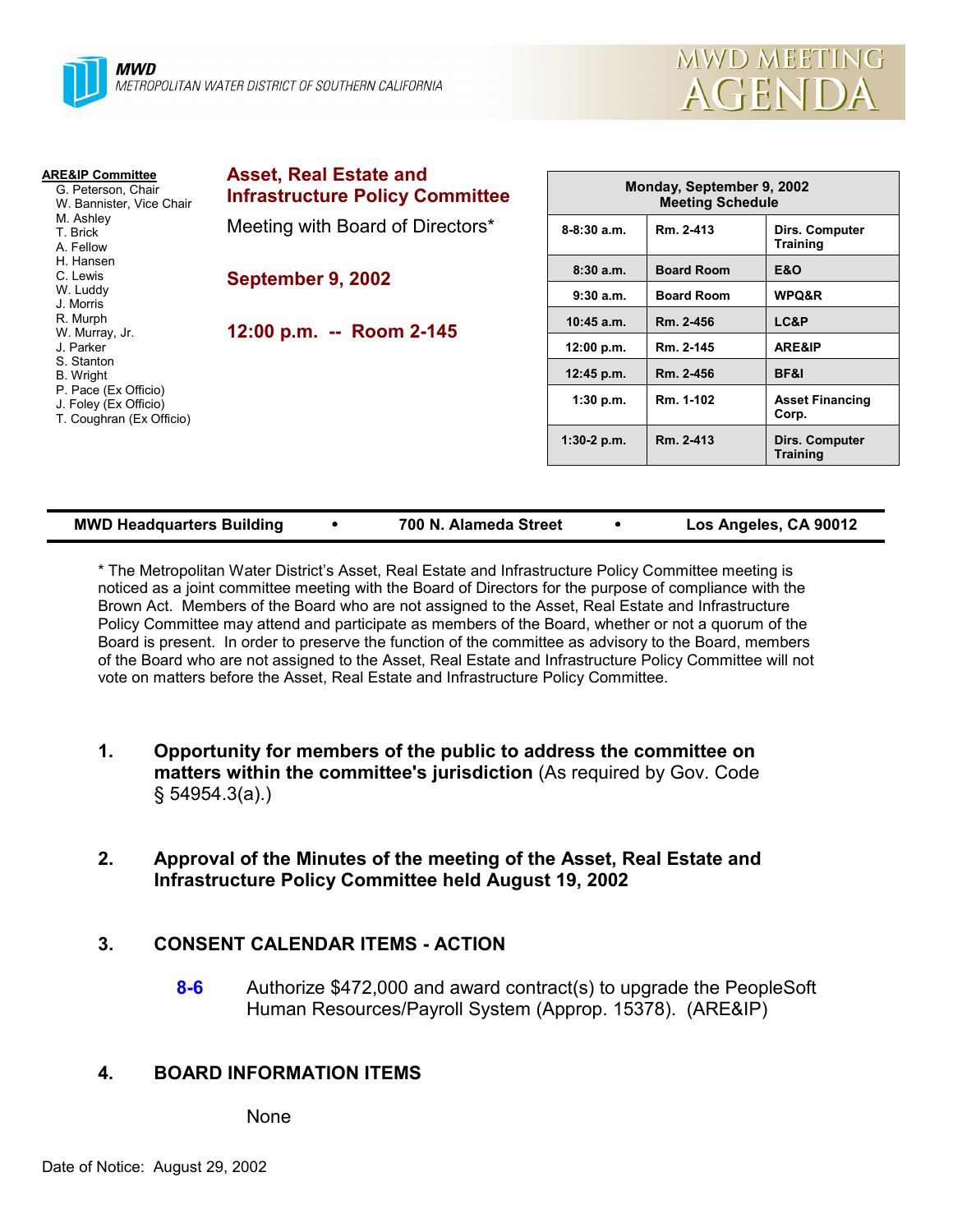**MWD**
METROPOLITAN WATER DISTRICT OF SOUTHERN CALIFORNIA

# MWD MEETING AGENDA

**ARE&IP Committee**
- G. Peterson, Chair
- W. Bannister, Vice Chair
- M. Ashley
- T. Brick
- A. Fellow
- H. Hansen
- C. Lewis
- W. Luddy
- J. Morris
- R. Murph
- W. Murray, Jr.
- J. Parker
- S. Stanton
- B. Wright
- P. Pace (Ex Officio)
- J. Foley (Ex Officio)
- T. Coughran (Ex Officio)

## Asset, Real Estate and Infrastructure Policy Committee

Meeting with Board of Directors*

**September 9, 2002**

**12:00 p.m. -- Room 2-145**

| Monday, September 9, 2002 Meeting Schedule | | |
|---|---|---|
| 8-8:30 a.m. | Rm. 2-413 | Dirs. Computer Training |
| 8:30 a.m. | Board Room | E&O |
| 9:30 a.m. | Board Room | WPQ&R |
| 10:45 a.m. | Rm. 2-456 | LC&P |
| 12:00 p.m. | Rm. 2-145 | ARE&IP |
| 12:45 p.m. | Rm. 2-456 | BF&I |
| 1:30 p.m. | Rm. 1-102 | Asset Financing Corp. |
| 1:30-2 p.m. | Rm. 2-413 | Dirs. Computer Training |

**MWD Headquarters Building • 700 N. Alameda Street • Los Angeles, CA 90012**

* The Metropolitan Water District's Asset, Real Estate and Infrastructure Policy Committee meeting is noticed as a joint committee meeting with the Board of Directors for the purpose of compliance with the Brown Act. Members of the Board who are not assigned to the Asset, Real Estate and Infrastructure Policy Committee may attend and participate as members of the Board, whether or not a quorum of the Board is present. In order to preserve the function of the committee as advisory to the Board, members of the Board who are not assigned to the Asset, Real Estate and Infrastructure Policy Committee will not vote on matters before the Asset, Real Estate and Infrastructure Policy Committee.

1. **Opportunity for members of the public to address the committee on matters within the committee's jurisdiction** (As required by Gov. Code § 54954.3(a).)

2. **Approval of the Minutes of the meeting of the Asset, Real Estate and Infrastructure Policy Committee held August 19, 2002**

3. **CONSENT CALENDAR ITEMS - ACTION**

   **8-6** Authorize $472,000 and award contract(s) to upgrade the PeopleSoft Human Resources/Payroll System (Approp. 15378). (ARE&IP)

4. **BOARD INFORMATION ITEMS**

   None

Date of Notice: August 29, 2002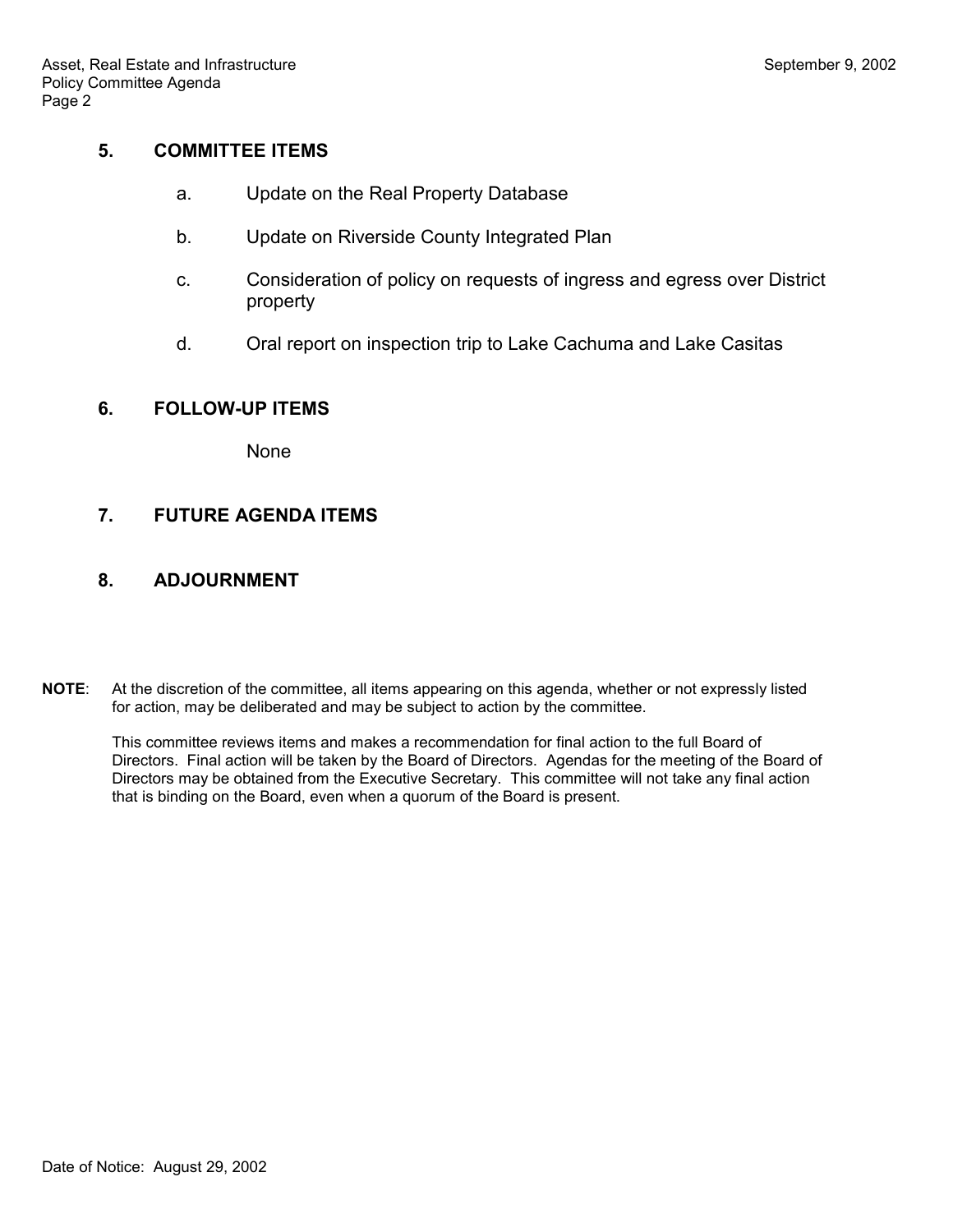## 5. COMMITTEE ITEMS

a. Update on the Real Property Database

b. Update on Riverside County Integrated Plan

c. Consideration of policy on requests of ingress and egress over District property

d. Oral report on inspection trip to Lake Cachuma and Lake Casitas

## 6. FOLLOW-UP ITEMS

None

## 7. FUTURE AGENDA ITEMS

## 8. ADJOURNMENT

**NOTE**: At the discretion of the committee, all items appearing on this agenda, whether or not expressly listed for action, may be deliberated and may be subject to action by the committee.

This committee reviews items and makes a recommendation for final action to the full Board of Directors. Final action will be taken by the Board of Directors. Agendas for the meeting of the Board of Directors may be obtained from the Executive Secretary. This committee will not take any final action that is binding on the Board, even when a quorum of the Board is present.

Date of Notice: August 29, 2002